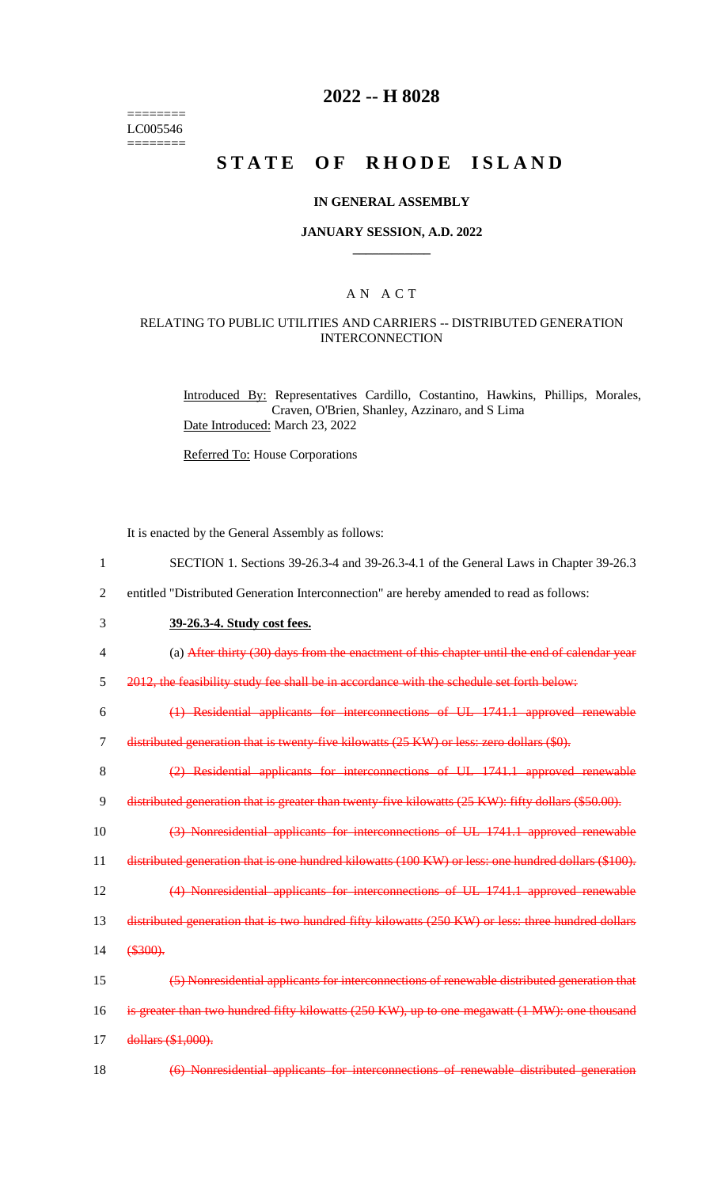========
LC005546
========

# 2022 -- H 8028

# STATE OF RHODE ISLAND

## IN GENERAL ASSEMBLY

### JANUARY SESSION, A.D. 2022

### A N A C T

### RELATING TO PUBLIC UTILITIES AND CARRIERS -- DISTRIBUTED GENERATION INTERCONNECTION

Introduced By: Representatives Cardillo, Costantino, Hawkins, Phillips, Morales, Craven, O'Brien, Shanley, Azzinaro, and S Lima

Date Introduced: March 23, 2022

Referred To: House Corporations

It is enacted by the General Assembly as follows:

1 SECTION 1. Sections 39-26.3-4 and 39-26.3-4.1 of the General Laws in Chapter 39-26.3
2 entitled "Distributed Generation Interconnection" are hereby amended to read as follows:

3 **39-26.3-4. Study cost fees.**

4 (a) ~~After thirty (30) days from the enactment of this chapter until the end of calendar year~~
5 ~~2012, the feasibility study fee shall be in accordance with the schedule set forth below:~~

6 ~~(1) Residential applicants for interconnections of UL 1741.1 approved renewable~~
7 ~~distributed generation that is twenty-five kilowatts (25 KW) or less: zero dollars ($0).~~

8 ~~(2) Residential applicants for interconnections of UL 1741.1 approved renewable~~
9 ~~distributed generation that is greater than twenty-five kilowatts (25 KW): fifty dollars ($50.00).~~

10 ~~(3) Nonresidential applicants for interconnections of UL 1741.1 approved renewable~~
11 ~~distributed generation that is one hundred kilowatts (100 KW) or less: one hundred dollars ($100).~~

12 ~~(4) Nonresidential applicants for interconnections of UL 1741.1 approved renewable~~
13 ~~distributed generation that is two hundred fifty kilowatts (250 KW) or less: three hundred dollars~~
14 ~~($300).~~

15 ~~(5) Nonresidential applicants for interconnections of renewable distributed generation that~~
16 ~~is greater than two hundred fifty kilowatts (250 KW), up to one megawatt (1 MW): one thousand~~
17 ~~dollars ($1,000).~~

18 ~~(6) Nonresidential applicants for interconnections of renewable distributed generation~~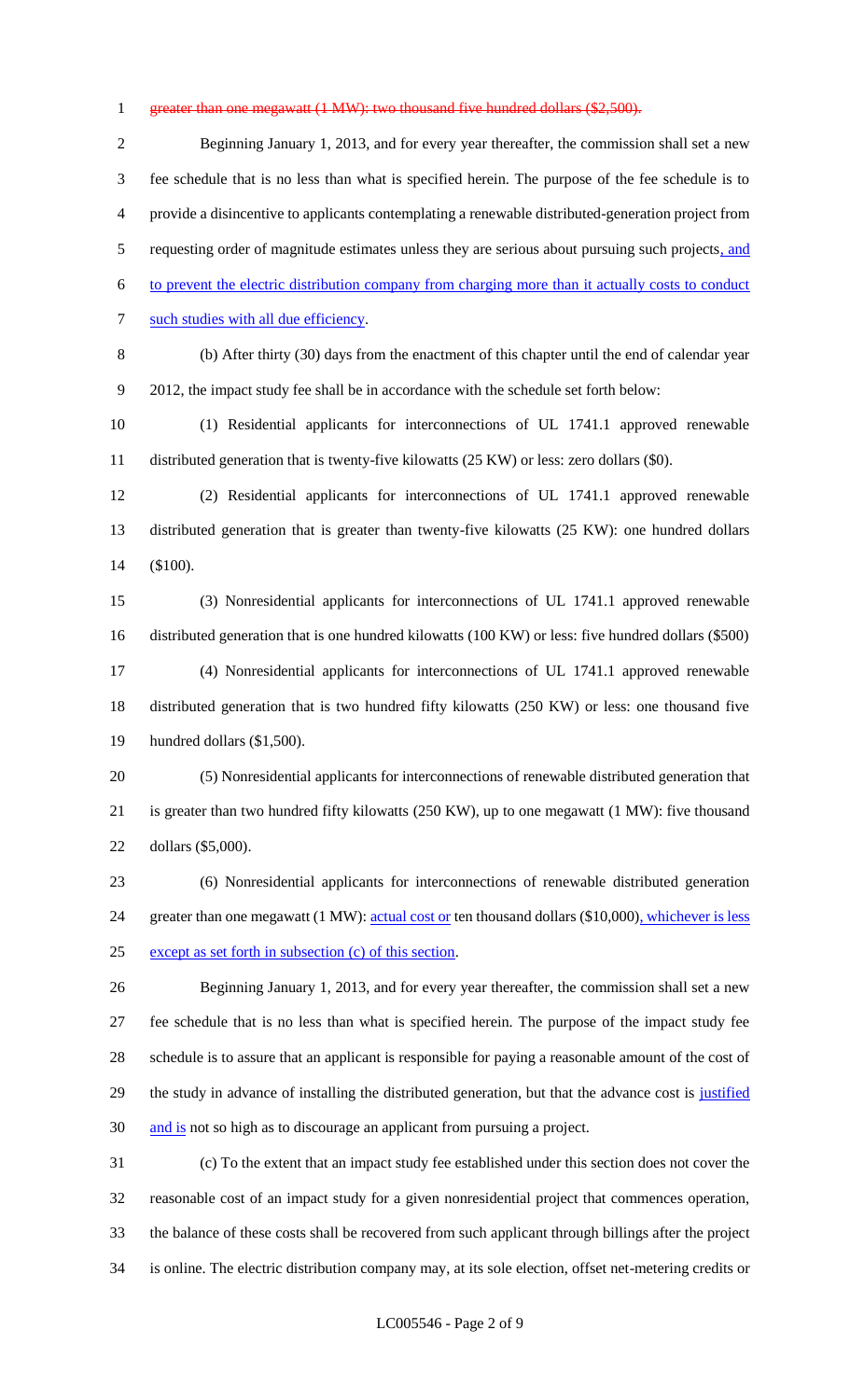~~greater than one megawatt (1 MW): two thousand five hundred dollars ($2,500).~~

Beginning January 1, 2013, and for every year thereafter, the commission shall set a new fee schedule that is no less than what is specified herein. The purpose of the fee schedule is to provide a disincentive to applicants contemplating a renewable distributed-generation project from requesting order of magnitude estimates unless they are serious about pursuing such projects, and to prevent the electric distribution company from charging more than it actually costs to conduct such studies with all due efficiency.

(b) After thirty (30) days from the enactment of this chapter until the end of calendar year 2012, the impact study fee shall be in accordance with the schedule set forth below:

(1) Residential applicants for interconnections of UL 1741.1 approved renewable distributed generation that is twenty-five kilowatts (25 KW) or less: zero dollars ($0).

(2) Residential applicants for interconnections of UL 1741.1 approved renewable distributed generation that is greater than twenty-five kilowatts (25 KW): one hundred dollars ($100).

(3) Nonresidential applicants for interconnections of UL 1741.1 approved renewable distributed generation that is one hundred kilowatts (100 KW) or less: five hundred dollars ($500)

(4) Nonresidential applicants for interconnections of UL 1741.1 approved renewable distributed generation that is two hundred fifty kilowatts (250 KW) or less: one thousand five hundred dollars ($1,500).

(5) Nonresidential applicants for interconnections of renewable distributed generation that is greater than two hundred fifty kilowatts (250 KW), up to one megawatt (1 MW): five thousand dollars ($5,000).

(6) Nonresidential applicants for interconnections of renewable distributed generation greater than one megawatt (1 MW): actual cost or ten thousand dollars ($10,000), whichever is less except as set forth in subsection (c) of this section.

Beginning January 1, 2013, and for every year thereafter, the commission shall set a new fee schedule that is no less than what is specified herein. The purpose of the impact study fee schedule is to assure that an applicant is responsible for paying a reasonable amount of the cost of the study in advance of installing the distributed generation, but that the advance cost is justified and is not so high as to discourage an applicant from pursuing a project.

(c) To the extent that an impact study fee established under this section does not cover the reasonable cost of an impact study for a given nonresidential project that commences operation, the balance of these costs shall be recovered from such applicant through billings after the project is online. The electric distribution company may, at its sole election, offset net-metering credits or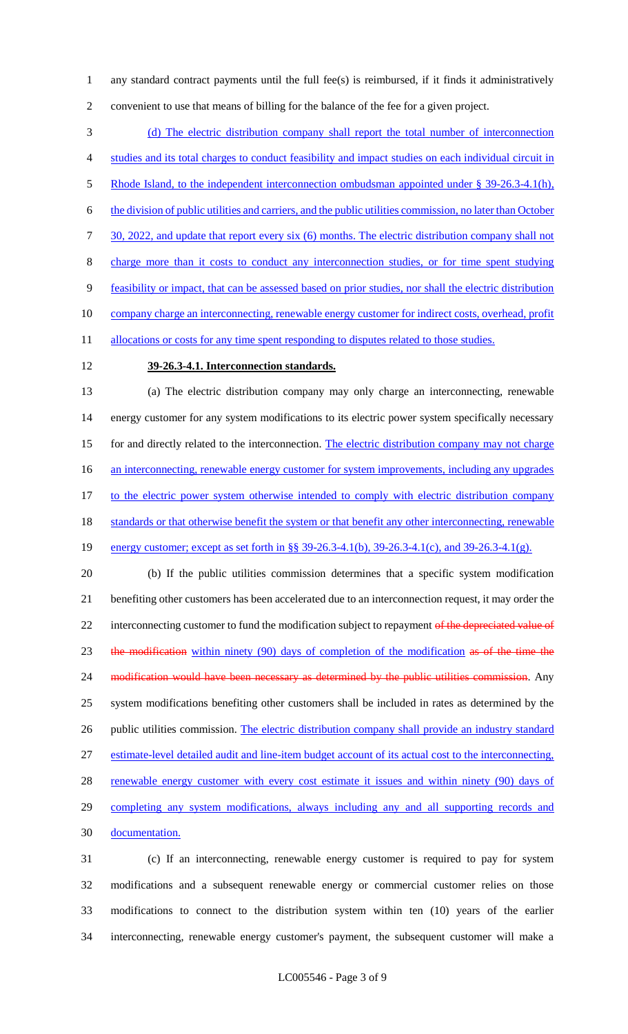any standard contract payments until the full fee(s) is reimbursed, if it finds it administratively convenient to use that means of billing for the balance of the fee for a given project.

(d) The electric distribution company shall report the total number of interconnection studies and its total charges to conduct feasibility and impact studies on each individual circuit in Rhode Island, to the independent interconnection ombudsman appointed under § 39-26.3-4.1(h), the division of public utilities and carriers, and the public utilities commission, no later than October 30, 2022, and update that report every six (6) months. The electric distribution company shall not charge more than it costs to conduct any interconnection studies, or for time spent studying feasibility or impact, that can be assessed based on prior studies, nor shall the electric distribution company charge an interconnecting, renewable energy customer for indirect costs, overhead, profit allocations or costs for any time spent responding to disputes related to those studies.

**39-26.3-4.1. Interconnection standards.**

(a) The electric distribution company may only charge an interconnecting, renewable energy customer for any system modifications to its electric power system specifically necessary for and directly related to the interconnection. The electric distribution company may not charge an interconnecting, renewable energy customer for system improvements, including any upgrades to the electric power system otherwise intended to comply with electric distribution company standards or that otherwise benefit the system or that benefit any other interconnecting, renewable energy customer; except as set forth in §§ 39-26.3-4.1(b), 39-26.3-4.1(c), and 39-26.3-4.1(g).

(b) If the public utilities commission determines that a specific system modification benefiting other customers has been accelerated due to an interconnection request, it may order the interconnecting customer to fund the modification subject to repayment ~~of the depreciated value of the modification~~ within ninety (90) days of completion of the modification ~~as of the time the modification would have been necessary as determined by the public utilities commission~~. Any system modifications benefiting other customers shall be included in rates as determined by the public utilities commission. The electric distribution company shall provide an industry standard estimate-level detailed audit and line-item budget account of its actual cost to the interconnecting, renewable energy customer with every cost estimate it issues and within ninety (90) days of completing any system modifications, always including any and all supporting records and documentation.

(c) If an interconnecting, renewable energy customer is required to pay for system modifications and a subsequent renewable energy or commercial customer relies on those modifications to connect to the distribution system within ten (10) years of the earlier interconnecting, renewable energy customer's payment, the subsequent customer will make a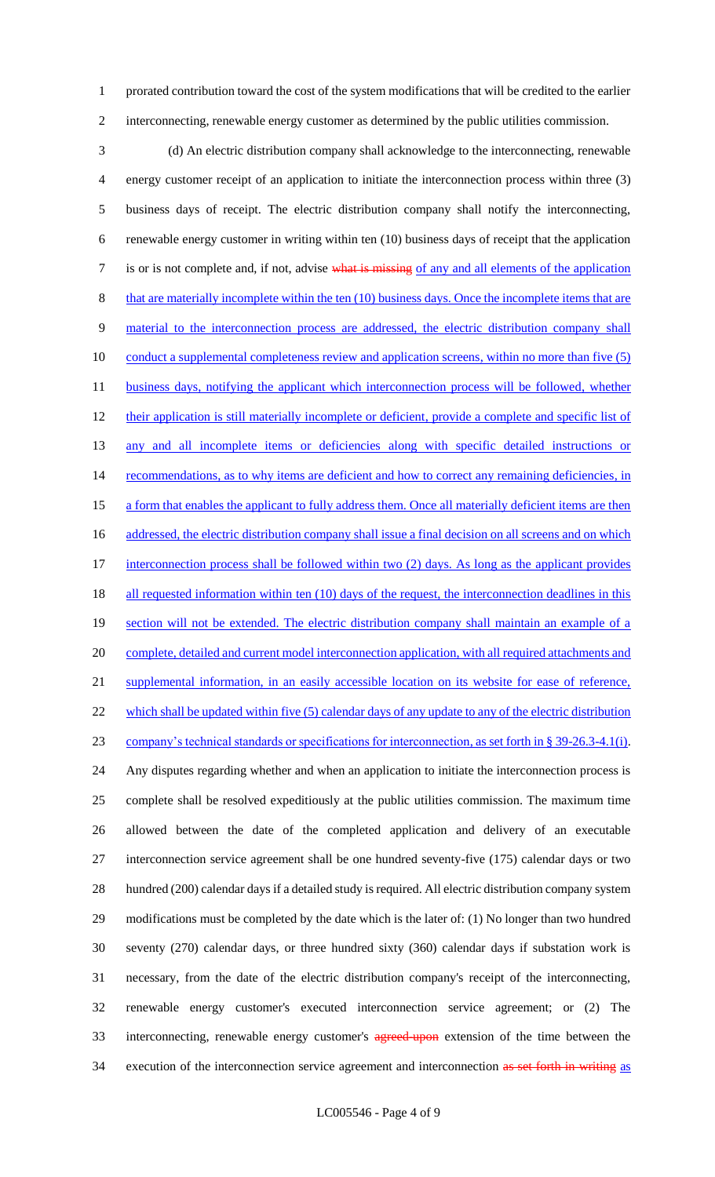prorated contribution toward the cost of the system modifications that will be credited to the earlier interconnecting, renewable energy customer as determined by the public utilities commission.

(d) An electric distribution company shall acknowledge to the interconnecting, renewable energy customer receipt of an application to initiate the interconnection process within three (3) business days of receipt. The electric distribution company shall notify the interconnecting, renewable energy customer in writing within ten (10) business days of receipt that the application is or is not complete and, if not, advise ~~what is missing~~ of any and all elements of the application that are materially incomplete within the ten (10) business days. Once the incomplete items that are material to the interconnection process are addressed, the electric distribution company shall conduct a supplemental completeness review and application screens, within no more than five (5) business days, notifying the applicant which interconnection process will be followed, whether their application is still materially incomplete or deficient, provide a complete and specific list of any and all incomplete items or deficiencies along with specific detailed instructions or recommendations, as to why items are deficient and how to correct any remaining deficiencies, in a form that enables the applicant to fully address them. Once all materially deficient items are then addressed, the electric distribution company shall issue a final decision on all screens and on which interconnection process shall be followed within two (2) days. As long as the applicant provides all requested information within ten (10) days of the request, the interconnection deadlines in this section will not be extended. The electric distribution company shall maintain an example of a complete, detailed and current model interconnection application, with all required attachments and supplemental information, in an easily accessible location on its website for ease of reference, which shall be updated within five (5) calendar days of any update to any of the electric distribution company's technical standards or specifications for interconnection, as set forth in § 39-26.3-4.1(i). Any disputes regarding whether and when an application to initiate the interconnection process is complete shall be resolved expeditiously at the public utilities commission. The maximum time allowed between the date of the completed application and delivery of an executable interconnection service agreement shall be one hundred seventy-five (175) calendar days or two hundred (200) calendar days if a detailed study is required. All electric distribution company system modifications must be completed by the date which is the later of: (1) No longer than two hundred seventy (270) calendar days, or three hundred sixty (360) calendar days if substation work is necessary, from the date of the electric distribution company's receipt of the interconnecting, renewable energy customer's executed interconnection service agreement; or (2) The interconnecting, renewable energy customer's ~~agreed-upon~~ extension of the time between the execution of the interconnection service agreement and interconnection ~~as set forth in writing~~ as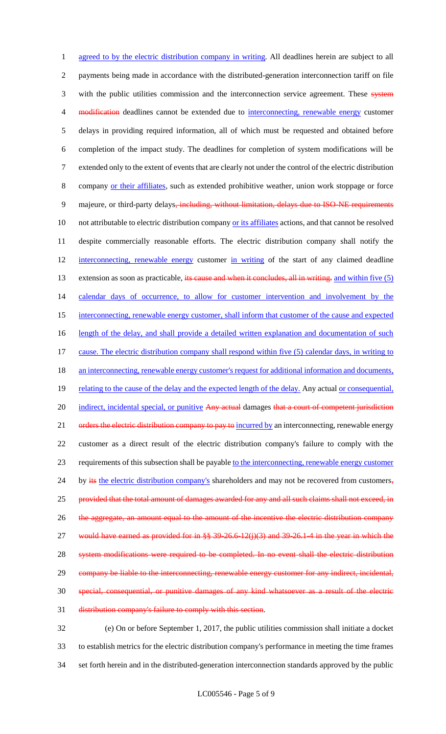agreed to by the electric distribution company in writing. All deadlines herein are subject to all payments being made in accordance with the distributed-generation interconnection tariff on file with the public utilities commission and the interconnection service agreement. These system modification deadlines cannot be extended due to interconnecting, renewable energy customer delays in providing required information, all of which must be requested and obtained before completion of the impact study. The deadlines for completion of system modifications will be extended only to the extent of events that are clearly not under the control of the electric distribution company or their affiliates, such as extended prohibitive weather, union work stoppage or force majeure, or third-party delays, including, without limitation, delays due to ISO-NE requirements not attributable to electric distribution company or its affiliates actions, and that cannot be resolved despite commercially reasonable efforts. The electric distribution company shall notify the interconnecting, renewable energy customer in writing of the start of any claimed deadline extension as soon as practicable, its cause and when it concludes, all in writing. and within five (5) calendar days of occurrence, to allow for customer intervention and involvement by the interconnecting, renewable energy customer, shall inform that customer of the cause and expected length of the delay, and shall provide a detailed written explanation and documentation of such cause. The electric distribution company shall respond within five (5) calendar days, in writing to an interconnecting, renewable energy customer's request for additional information and documents, relating to the cause of the delay and the expected length of the delay. Any actual or consequential, indirect, incidental special, or punitive Any actual damages that a court of competent jurisdiction orders the electric distribution company to pay to incurred by an interconnecting, renewable energy customer as a direct result of the electric distribution company's failure to comply with the requirements of this subsection shall be payable to the interconnecting, renewable energy customer by its the electric distribution company's shareholders and may not be recovered from customers, provided that the total amount of damages awarded for any and all such claims shall not exceed, in the aggregate, an amount equal to the amount of the incentive the electric distribution company would have earned as provided for in §§ 39-26.6-12(j)(3) and 39-26.1-4 in the year in which the system modifications were required to be completed. In no event shall the electric distribution company be liable to the interconnecting, renewable energy customer for any indirect, incidental, special, consequential, or punitive damages of any kind whatsoever as a result of the electric distribution company's failure to comply with this section.

(e) On or before September 1, 2017, the public utilities commission shall initiate a docket to establish metrics for the electric distribution company's performance in meeting the time frames set forth herein and in the distributed-generation interconnection standards approved by the public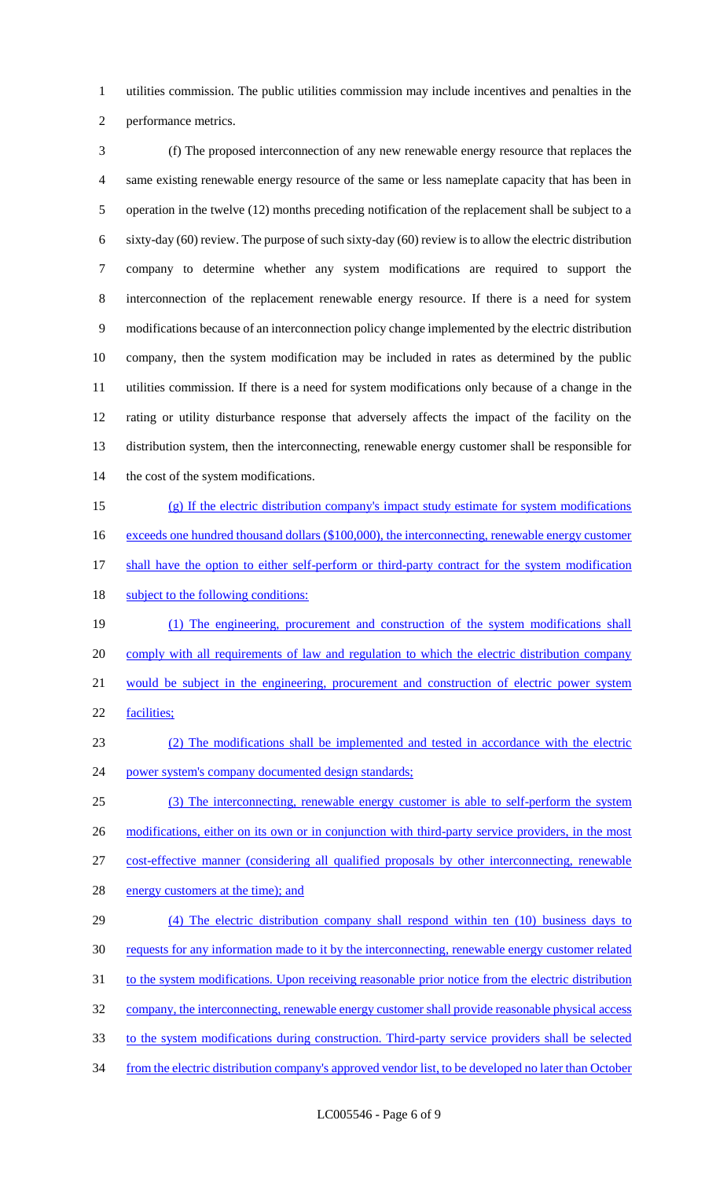utilities commission. The public utilities commission may include incentives and penalties in the performance metrics.

(f) The proposed interconnection of any new renewable energy resource that replaces the same existing renewable energy resource of the same or less nameplate capacity that has been in operation in the twelve (12) months preceding notification of the replacement shall be subject to a sixty-day (60) review. The purpose of such sixty-day (60) review is to allow the electric distribution company to determine whether any system modifications are required to support the interconnection of the replacement renewable energy resource. If there is a need for system modifications because of an interconnection policy change implemented by the electric distribution company, then the system modification may be included in rates as determined by the public utilities commission. If there is a need for system modifications only because of a change in the rating or utility disturbance response that adversely affects the impact of the facility on the distribution system, then the interconnecting, renewable energy customer shall be responsible for the cost of the system modifications.

(g) If the electric distribution company's impact study estimate for system modifications exceeds one hundred thousand dollars ($100,000), the interconnecting, renewable energy customer shall have the option to either self-perform or third-party contract for the system modification subject to the following conditions:

(1) The engineering, procurement and construction of the system modifications shall comply with all requirements of law and regulation to which the electric distribution company would be subject in the engineering, procurement and construction of electric power system facilities;

(2) The modifications shall be implemented and tested in accordance with the electric power system's company documented design standards;

(3) The interconnecting, renewable energy customer is able to self-perform the system modifications, either on its own or in conjunction with third-party service providers, in the most cost-effective manner (considering all qualified proposals by other interconnecting, renewable energy customers at the time); and

(4) The electric distribution company shall respond within ten (10) business days to requests for any information made to it by the interconnecting, renewable energy customer related to the system modifications. Upon receiving reasonable prior notice from the electric distribution company, the interconnecting, renewable energy customer shall provide reasonable physical access to the system modifications during construction. Third-party service providers shall be selected from the electric distribution company's approved vendor list, to be developed no later than October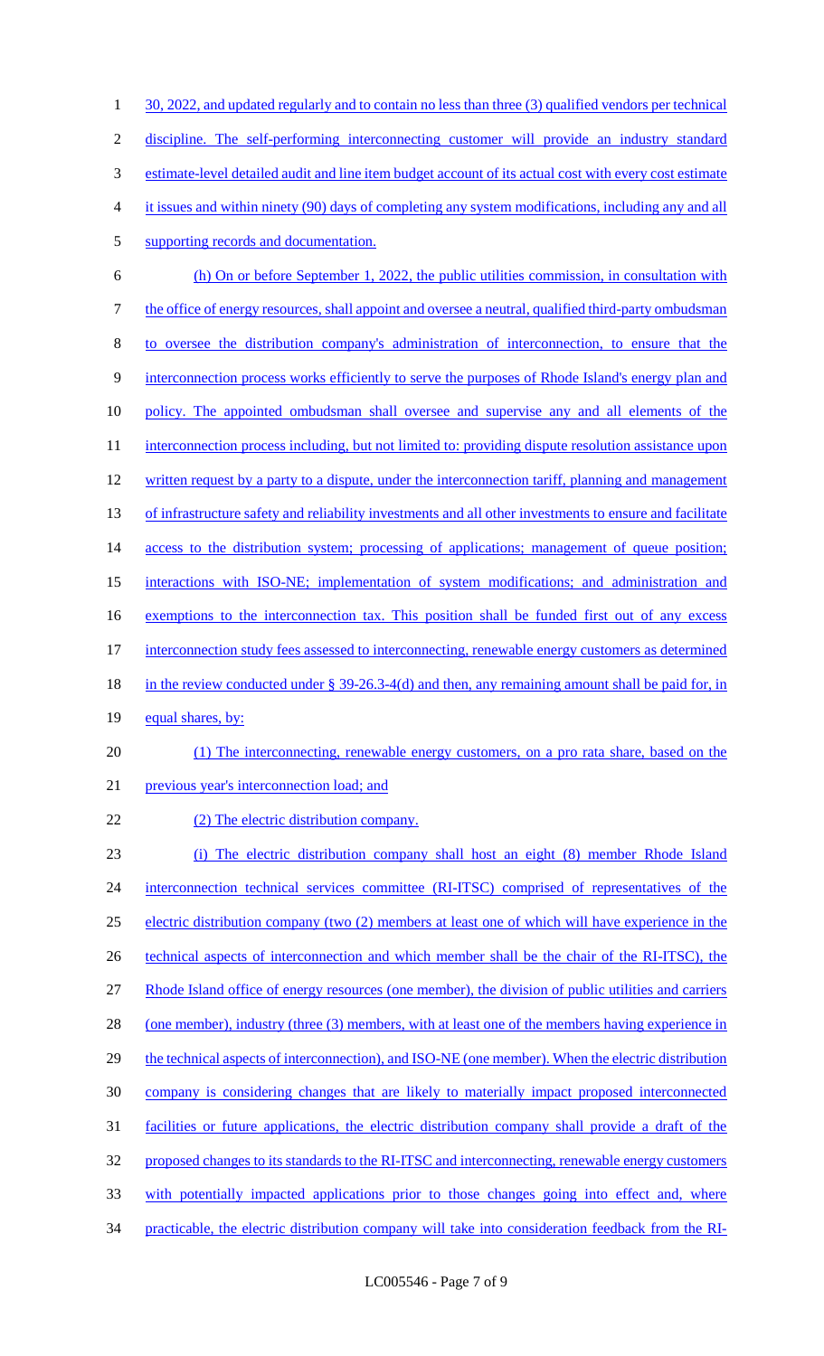30, 2022, and updated regularly and to contain no less than three (3) qualified vendors per technical discipline. The self-performing interconnecting customer will provide an industry standard estimate-level detailed audit and line item budget account of its actual cost with every cost estimate it issues and within ninety (90) days of completing any system modifications, including any and all supporting records and documentation.

(h) On or before September 1, 2022, the public utilities commission, in consultation with the office of energy resources, shall appoint and oversee a neutral, qualified third-party ombudsman to oversee the distribution company's administration of interconnection, to ensure that the interconnection process works efficiently to serve the purposes of Rhode Island's energy plan and policy. The appointed ombudsman shall oversee and supervise any and all elements of the interconnection process including, but not limited to: providing dispute resolution assistance upon written request by a party to a dispute, under the interconnection tariff, planning and management of infrastructure safety and reliability investments and all other investments to ensure and facilitate access to the distribution system; processing of applications; management of queue position; interactions with ISO-NE; implementation of system modifications; and administration and exemptions to the interconnection tax. This position shall be funded first out of any excess interconnection study fees assessed to interconnecting, renewable energy customers as determined in the review conducted under § 39-26.3-4(d) and then, any remaining amount shall be paid for, in equal shares, by:

(1) The interconnecting, renewable energy customers, on a pro rata share, based on the previous year's interconnection load; and

(2) The electric distribution company.

(i) The electric distribution company shall host an eight (8) member Rhode Island interconnection technical services committee (RI-ITSC) comprised of representatives of the electric distribution company (two (2) members at least one of which will have experience in the technical aspects of interconnection and which member shall be the chair of the RI-ITSC), the Rhode Island office of energy resources (one member), the division of public utilities and carriers (one member), industry (three (3) members, with at least one of the members having experience in the technical aspects of interconnection), and ISO-NE (one member). When the electric distribution company is considering changes that are likely to materially impact proposed interconnected facilities or future applications, the electric distribution company shall provide a draft of the proposed changes to its standards to the RI-ITSC and interconnecting, renewable energy customers with potentially impacted applications prior to those changes going into effect and, where practicable, the electric distribution company will take into consideration feedback from the RI-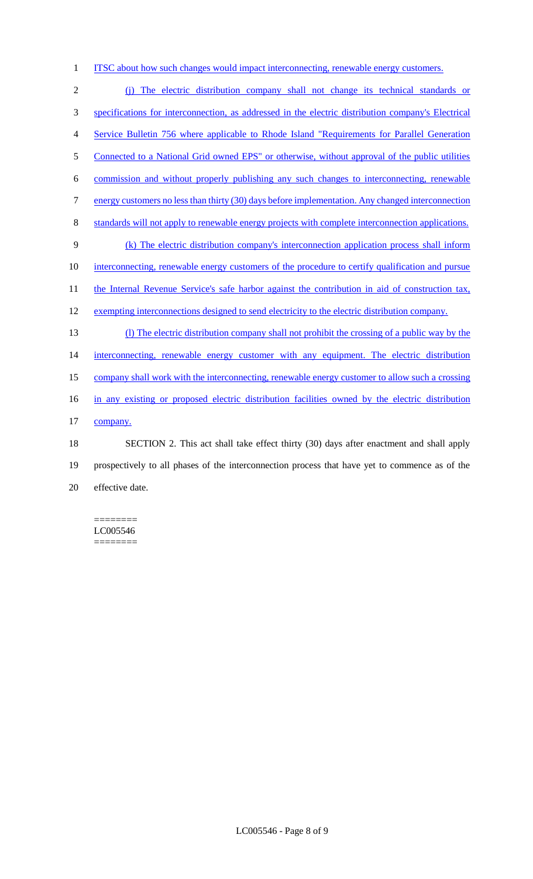ITSC about how such changes would impact interconnecting, renewable energy customers.

(j) The electric distribution company shall not change its technical standards or specifications for interconnection, as addressed in the electric distribution company's Electrical Service Bulletin 756 where applicable to Rhode Island "Requirements for Parallel Generation Connected to a National Grid owned EPS" or otherwise, without approval of the public utilities commission and without properly publishing any such changes to interconnecting, renewable energy customers no less than thirty (30) days before implementation. Any changed interconnection standards will not apply to renewable energy projects with complete interconnection applications.

(k) The electric distribution company's interconnection application process shall inform interconnecting, renewable energy customers of the procedure to certify qualification and pursue the Internal Revenue Service's safe harbor against the contribution in aid of construction tax, exempting interconnections designed to send electricity to the electric distribution company.

(l) The electric distribution company shall not prohibit the crossing of a public way by the interconnecting, renewable energy customer with any equipment. The electric distribution company shall work with the interconnecting, renewable energy customer to allow such a crossing in any existing or proposed electric distribution facilities owned by the electric distribution company.

SECTION 2. This act shall take effect thirty (30) days after enactment and shall apply prospectively to all phases of the interconnection process that have yet to commence as of the effective date.

========
LC005546
========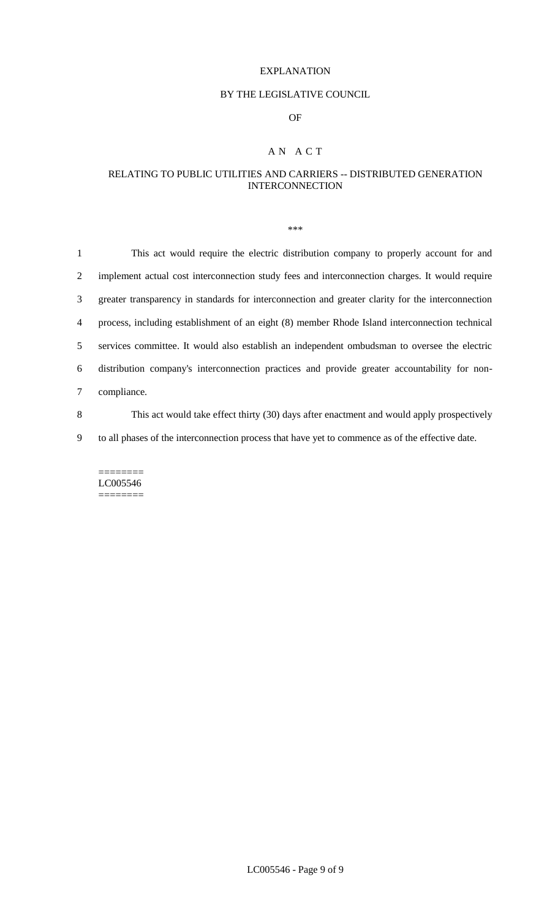EXPLANATION

BY THE LEGISLATIVE COUNCIL

OF

A N A C T

RELATING TO PUBLIC UTILITIES AND CARRIERS -- DISTRIBUTED GENERATION INTERCONNECTION

\*\*\*

This act would require the electric distribution company to properly account for and implement actual cost interconnection study fees and interconnection charges. It would require greater transparency in standards for interconnection and greater clarity for the interconnection process, including establishment of an eight (8) member Rhode Island interconnection technical services committee. It would also establish an independent ombudsman to oversee the electric distribution company's interconnection practices and provide greater accountability for non-compliance.

This act would take effect thirty (30) days after enactment and would apply prospectively to all phases of the interconnection process that have yet to commence as of the effective date.

========
LC005546
========